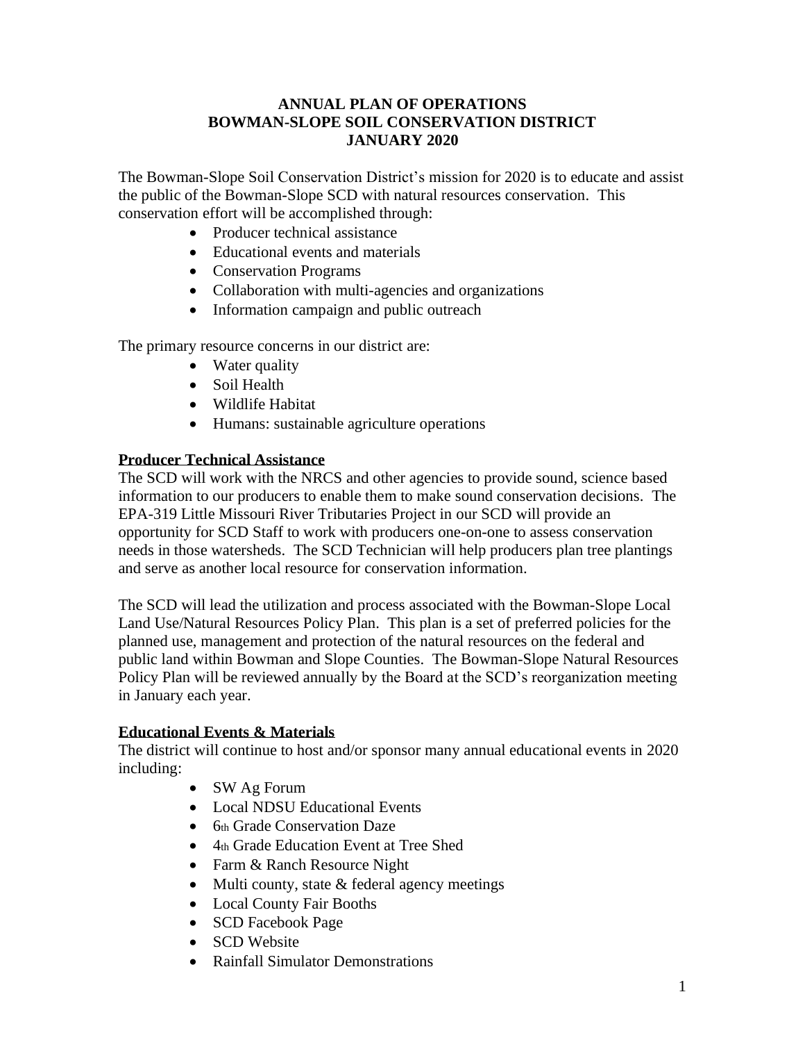# ANNUAL PLAN OF OPERATIONS
# BOWMAN-SLOPE SOIL CONSERVATION DISTRICT
# JANUARY 2020

The Bowman-Slope Soil Conservation District's mission for 2020 is to educate and assist the public of the Bowman-Slope SCD with natural resources conservation. This conservation effort will be accomplished through:

- Producer technical assistance
- Educational events and materials
- Conservation Programs
- Collaboration with multi-agencies and organizations
- Information campaign and public outreach

The primary resource concerns in our district are:

- Water quality
- Soil Health
- Wildlife Habitat
- Humans: sustainable agriculture operations

## Producer Technical Assistance

The SCD will work with the NRCS and other agencies to provide sound, science based information to our producers to enable them to make sound conservation decisions. The EPA-319 Little Missouri River Tributaries Project in our SCD will provide an opportunity for SCD Staff to work with producers one-on-one to assess conservation needs in those watersheds. The SCD Technician will help producers plan tree plantings and serve as another local resource for conservation information.

The SCD will lead the utilization and process associated with the Bowman-Slope Local Land Use/Natural Resources Policy Plan. This plan is a set of preferred policies for the planned use, management and protection of the natural resources on the federal and public land within Bowman and Slope Counties. The Bowman-Slope Natural Resources Policy Plan will be reviewed annually by the Board at the SCD's reorganization meeting in January each year.

## Educational Events & Materials

The district will continue to host and/or sponsor many annual educational events in 2020 including:

- SW Ag Forum
- Local NDSU Educational Events
- 6th Grade Conservation Daze
- 4th Grade Education Event at Tree Shed
- Farm & Ranch Resource Night
- Multi county, state & federal agency meetings
- Local County Fair Booths
- SCD Facebook Page
- SCD Website
- Rainfall Simulator Demonstrations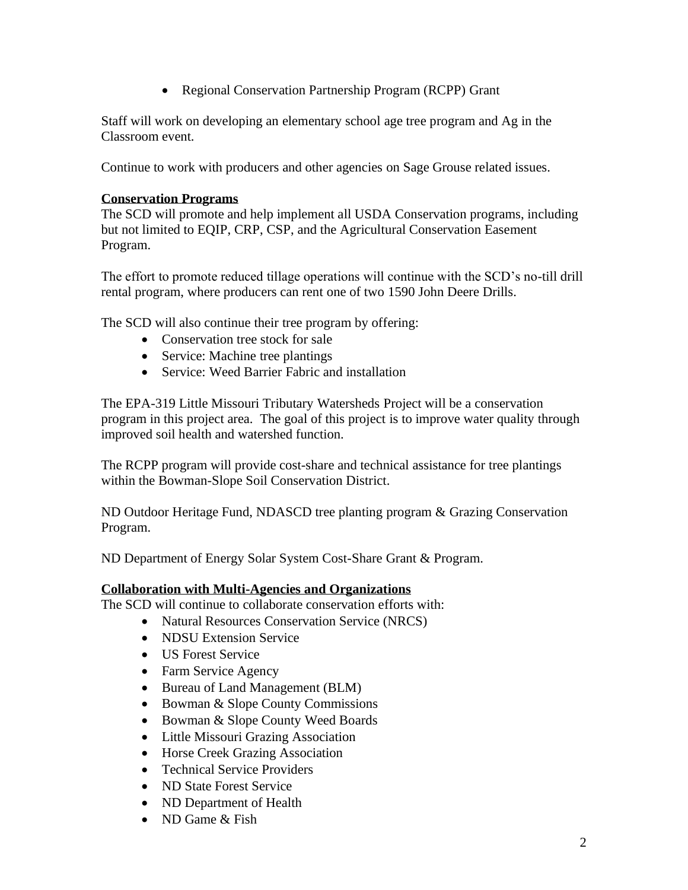- Regional Conservation Partnership Program (RCPP) Grant

Staff will work on developing an elementary school age tree program and Ag in the Classroom event.

Continue to work with producers and other agencies on Sage Grouse related issues.

**Conservation Programs**

The SCD will promote and help implement all USDA Conservation programs, including but not limited to EQIP, CRP, CSP, and the Agricultural Conservation Easement Program.

The effort to promote reduced tillage operations will continue with the SCD's no-till drill rental program, where producers can rent one of two 1590 John Deere Drills.

The SCD will also continue their tree program by offering:

- Conservation tree stock for sale
- Service: Machine tree plantings
- Service: Weed Barrier Fabric and installation

The EPA-319 Little Missouri Tributary Watersheds Project will be a conservation program in this project area. The goal of this project is to improve water quality through improved soil health and watershed function.

The RCPP program will provide cost-share and technical assistance for tree plantings within the Bowman-Slope Soil Conservation District.

ND Outdoor Heritage Fund, NDASCD tree planting program & Grazing Conservation Program.

ND Department of Energy Solar System Cost-Share Grant & Program.

**Collaboration with Multi-Agencies and Organizations**

The SCD will continue to collaborate conservation efforts with:

- Natural Resources Conservation Service (NRCS)
- NDSU Extension Service
- US Forest Service
- Farm Service Agency
- Bureau of Land Management (BLM)
- Bowman & Slope County Commissions
- Bowman & Slope County Weed Boards
- Little Missouri Grazing Association
- Horse Creek Grazing Association
- Technical Service Providers
- ND State Forest Service
- ND Department of Health
- ND Game & Fish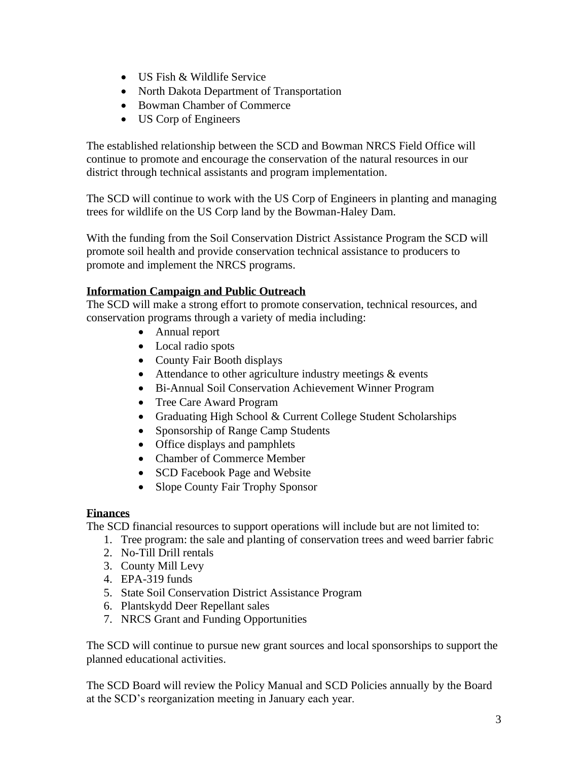- US Fish & Wildlife Service
- North Dakota Department of Transportation
- Bowman Chamber of Commerce
- US Corp of Engineers

The established relationship between the SCD and Bowman NRCS Field Office will continue to promote and encourage the conservation of the natural resources in our district through technical assistants and program implementation.

The SCD will continue to work with the US Corp of Engineers in planting and managing trees for wildlife on the US Corp land by the Bowman-Haley Dam.

With the funding from the Soil Conservation District Assistance Program the SCD will promote soil health and provide conservation technical assistance to producers to promote and implement the NRCS programs.

**Information Campaign and Public Outreach**

The SCD will make a strong effort to promote conservation, technical resources, and conservation programs through a variety of media including:

- Annual report
- Local radio spots
- County Fair Booth displays
- Attendance to other agriculture industry meetings & events
- Bi-Annual Soil Conservation Achievement Winner Program
- Tree Care Award Program
- Graduating High School & Current College Student Scholarships
- Sponsorship of Range Camp Students
- Office displays and pamphlets
- Chamber of Commerce Member
- SCD Facebook Page and Website
- Slope County Fair Trophy Sponsor

**Finances**

The SCD financial resources to support operations will include but are not limited to:

1. Tree program: the sale and planting of conservation trees and weed barrier fabric
2. No-Till Drill rentals
3. County Mill Levy
4. EPA-319 funds
5. State Soil Conservation District Assistance Program
6. Plantskydd Deer Repellant sales
7. NRCS Grant and Funding Opportunities

The SCD will continue to pursue new grant sources and local sponsorships to support the planned educational activities.

The SCD Board will review the Policy Manual and SCD Policies annually by the Board at the SCD's reorganization meeting in January each year.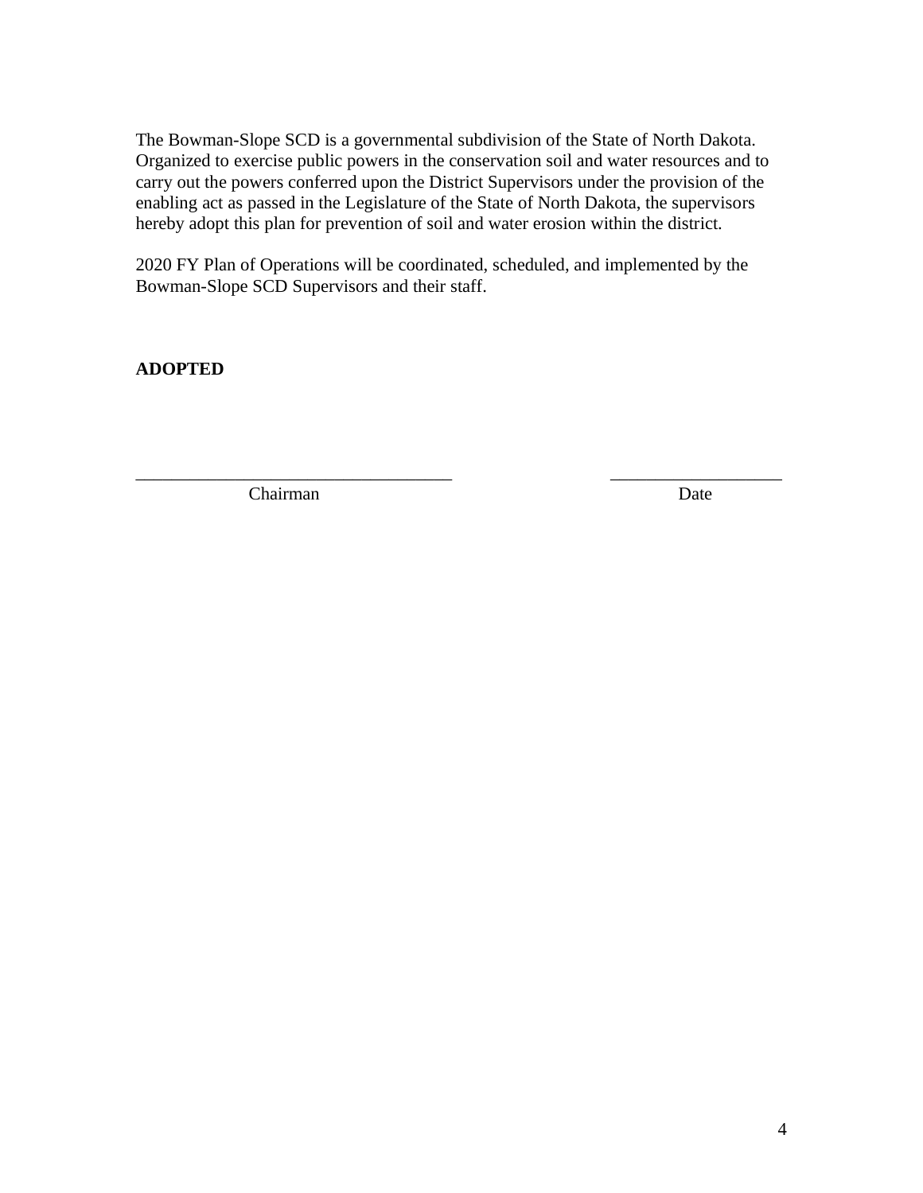The Bowman-Slope SCD is a governmental subdivision of the State of North Dakota. Organized to exercise public powers in the conservation soil and water resources and to carry out the powers conferred upon the District Supervisors under the provision of the enabling act as passed in the Legislature of the State of North Dakota, the supervisors hereby adopt this plan for prevention of soil and water erosion within the district.

2020 FY Plan of Operations will be coordinated, scheduled, and implemented by the Bowman-Slope SCD Supervisors and their staff.

**ADOPTED**

____________________________________ ____________________

Chairman Date